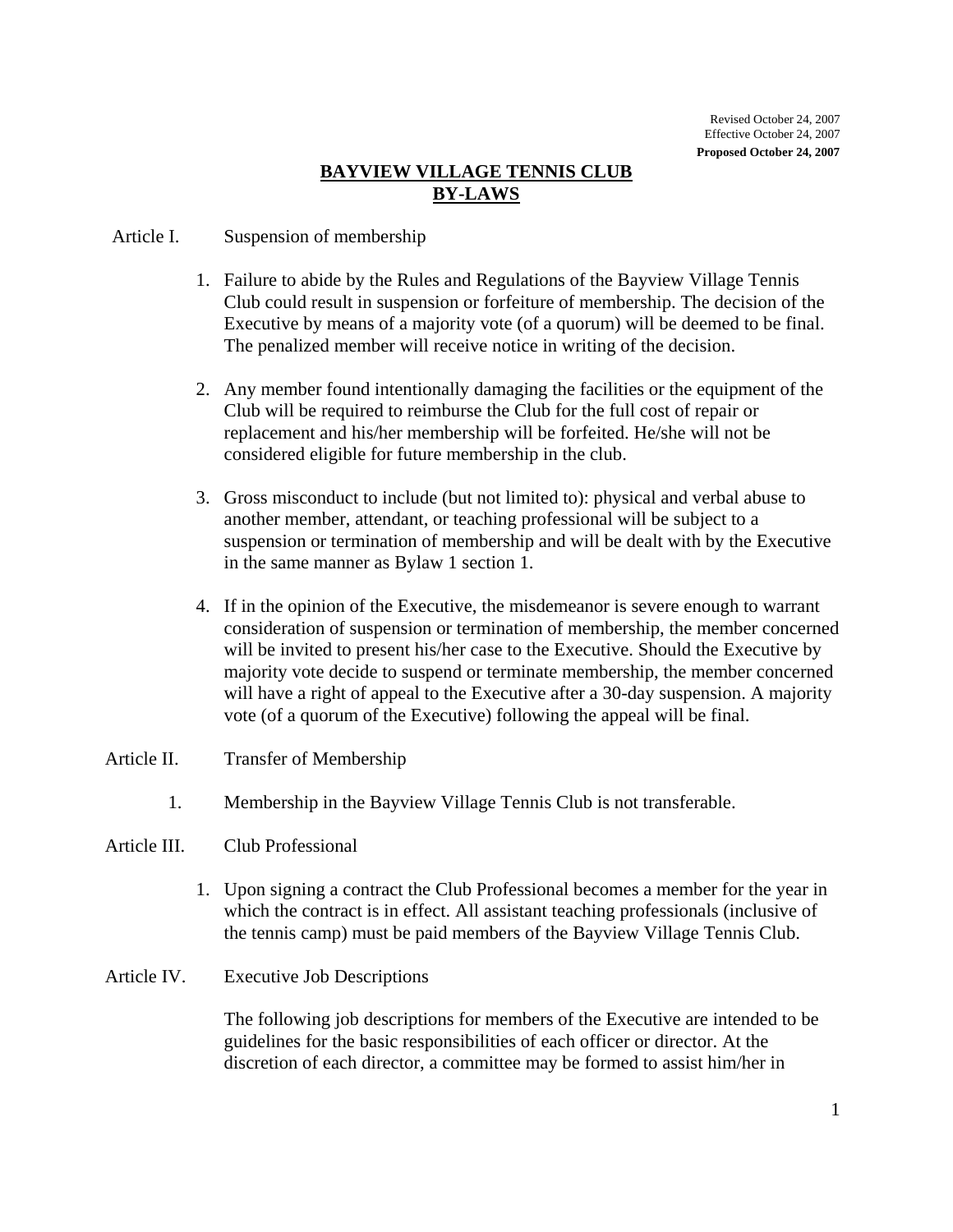Revised October 24, 2007
Effective October 24, 2007
**Proposed October 24, 2007**

# BAYVIEW VILLAGE TENNIS CLUB BY-LAWS

## Article I. Suspension of membership

1. Failure to abide by the Rules and Regulations of the Bayview Village Tennis Club could result in suspension or forfeiture of membership. The decision of the Executive by means of a majority vote (of a quorum) will be deemed to be final. The penalized member will receive notice in writing of the decision.

2. Any member found intentionally damaging the facilities or the equipment of the Club will be required to reimburse the Club for the full cost of repair or replacement and his/her membership will be forfeited. He/she will not be considered eligible for future membership in the club.

3. Gross misconduct to include (but not limited to): physical and verbal abuse to another member, attendant, or teaching professional will be subject to a suspension or termination of membership and will be dealt with by the Executive in the same manner as Bylaw 1 section 1.

4. If in the opinion of the Executive, the misdemeanor is severe enough to warrant consideration of suspension or termination of membership, the member concerned will be invited to present his/her case to the Executive. Should the Executive by majority vote decide to suspend or terminate membership, the member concerned will have a right of appeal to the Executive after a 30-day suspension. A majority vote (of a quorum of the Executive) following the appeal will be final.

## Article II. Transfer of Membership

1. Membership in the Bayview Village Tennis Club is not transferable.

## Article III. Club Professional

1. Upon signing a contract the Club Professional becomes a member for the year in which the contract is in effect. All assistant teaching professionals (inclusive of the tennis camp) must be paid members of the Bayview Village Tennis Club.

## Article IV. Executive Job Descriptions

The following job descriptions for members of the Executive are intended to be guidelines for the basic responsibilities of each officer or director. At the discretion of each director, a committee may be formed to assist him/her in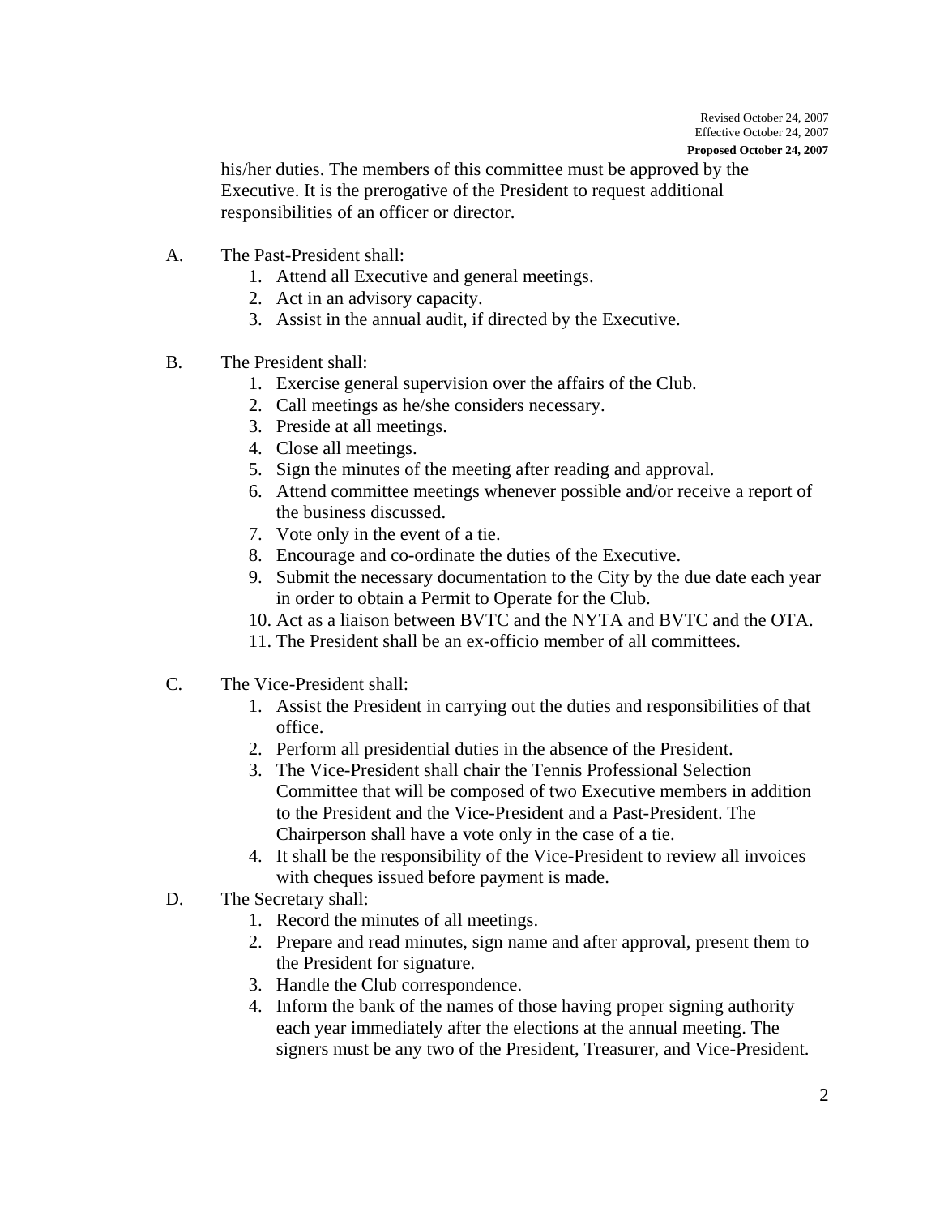his/her duties. The members of this committee must be approved by the Executive. It is the prerogative of the President to request additional responsibilities of an officer or director.

A. The Past-President shall:
   1. Attend all Executive and general meetings.
   2. Act in an advisory capacity.
   3. Assist in the annual audit, if directed by the Executive.

B. The President shall:
   1. Exercise general supervision over the affairs of the Club.
   2. Call meetings as he/she considers necessary.
   3. Preside at all meetings.
   4. Close all meetings.
   5. Sign the minutes of the meeting after reading and approval.
   6. Attend committee meetings whenever possible and/or receive a report of the business discussed.
   7. Vote only in the event of a tie.
   8. Encourage and co-ordinate the duties of the Executive.
   9. Submit the necessary documentation to the City by the due date each year in order to obtain a Permit to Operate for the Club.
   10. Act as a liaison between BVTC and the NYTA and BVTC and the OTA.
   11. The President shall be an ex-officio member of all committees.

C. The Vice-President shall:
   1. Assist the President in carrying out the duties and responsibilities of that office.
   2. Perform all presidential duties in the absence of the President.
   3. The Vice-President shall chair the Tennis Professional Selection Committee that will be composed of two Executive members in addition to the President and the Vice-President and a Past-President. The Chairperson shall have a vote only in the case of a tie.
   4. It shall be the responsibility of the Vice-President to review all invoices with cheques issued before payment is made.

D. The Secretary shall:
   1. Record the minutes of all meetings.
   2. Prepare and read minutes, sign name and after approval, present them to the President for signature.
   3. Handle the Club correspondence.
   4. Inform the bank of the names of those having proper signing authority each year immediately after the elections at the annual meeting. The signers must be any two of the President, Treasurer, and Vice-President.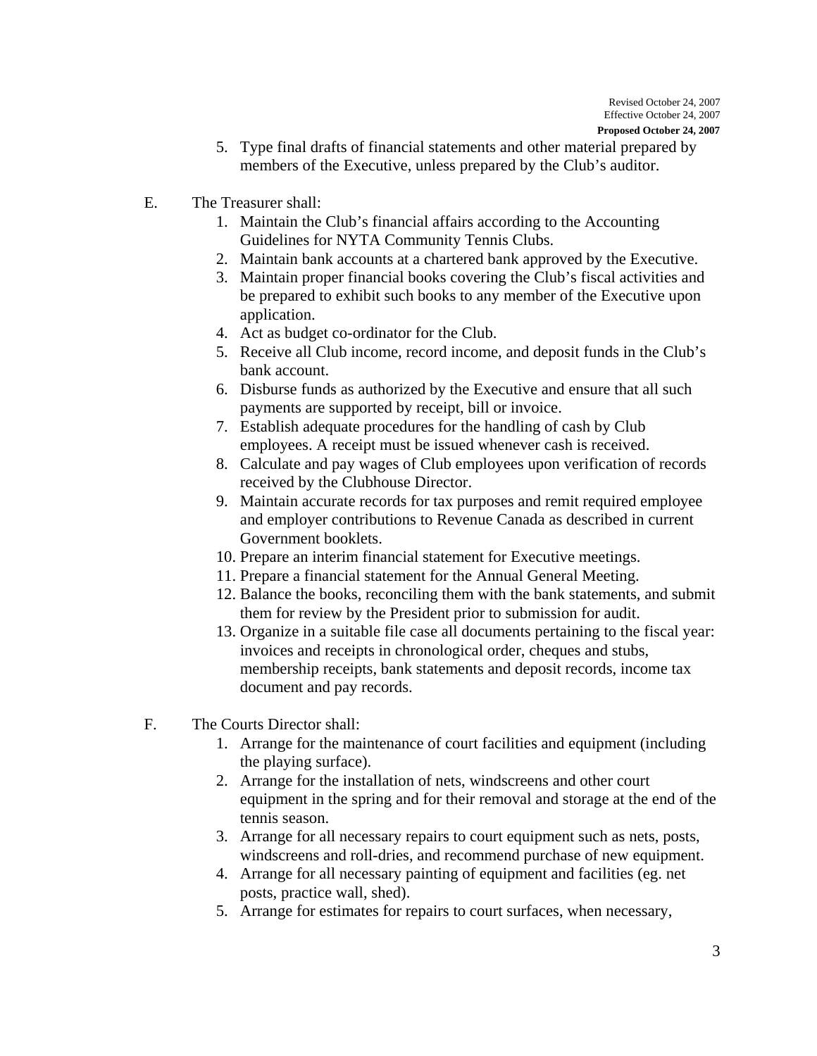5. Type final drafts of financial statements and other material prepared by members of the Executive, unless prepared by the Club's auditor.

E. The Treasurer shall:

1. Maintain the Club's financial affairs according to the Accounting Guidelines for NYTA Community Tennis Clubs.
2. Maintain bank accounts at a chartered bank approved by the Executive.
3. Maintain proper financial books covering the Club's fiscal activities and be prepared to exhibit such books to any member of the Executive upon application.
4. Act as budget co-ordinator for the Club.
5. Receive all Club income, record income, and deposit funds in the Club's bank account.
6. Disburse funds as authorized by the Executive and ensure that all such payments are supported by receipt, bill or invoice.
7. Establish adequate procedures for the handling of cash by Club employees. A receipt must be issued whenever cash is received.
8. Calculate and pay wages of Club employees upon verification of records received by the Clubhouse Director.
9. Maintain accurate records for tax purposes and remit required employee and employer contributions to Revenue Canada as described in current Government booklets.
10. Prepare an interim financial statement for Executive meetings.
11. Prepare a financial statement for the Annual General Meeting.
12. Balance the books, reconciling them with the bank statements, and submit them for review by the President prior to submission for audit.
13. Organize in a suitable file case all documents pertaining to the fiscal year: invoices and receipts in chronological order, cheques and stubs, membership receipts, bank statements and deposit records, income tax document and pay records.

F. The Courts Director shall:

1. Arrange for the maintenance of court facilities and equipment (including the playing surface).
2. Arrange for the installation of nets, windscreens and other court equipment in the spring and for their removal and storage at the end of the tennis season.
3. Arrange for all necessary repairs to court equipment such as nets, posts, windscreens and roll-dries, and recommend purchase of new equipment.
4. Arrange for all necessary painting of equipment and facilities (eg. net posts, practice wall, shed).
5. Arrange for estimates for repairs to court surfaces, when necessary,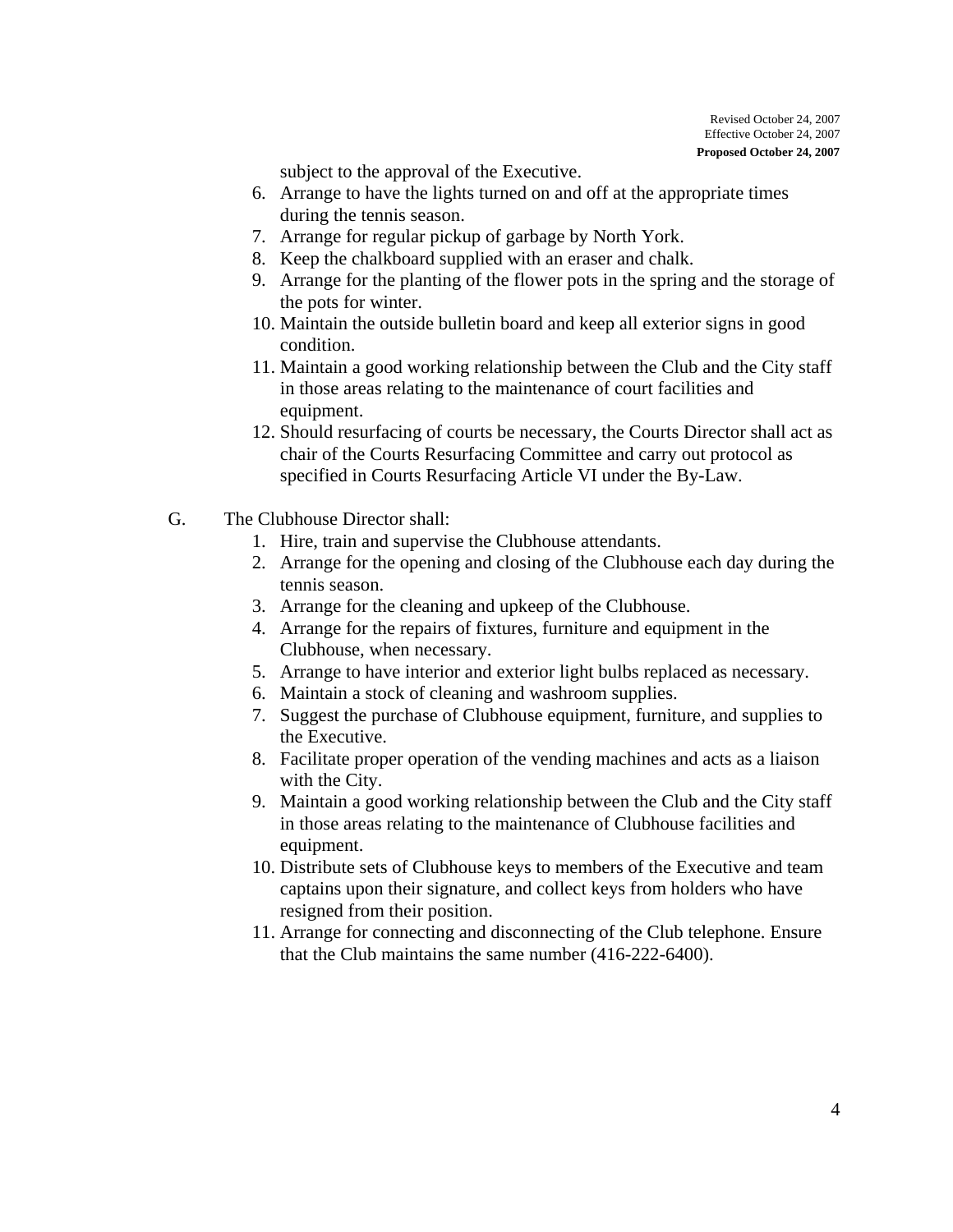subject to the approval of the Executive.

6. Arrange to have the lights turned on and off at the appropriate times during the tennis season.
7. Arrange for regular pickup of garbage by North York.
8. Keep the chalkboard supplied with an eraser and chalk.
9. Arrange for the planting of the flower pots in the spring and the storage of the pots for winter.
10. Maintain the outside bulletin board and keep all exterior signs in good condition.
11. Maintain a good working relationship between the Club and the City staff in those areas relating to the maintenance of court facilities and equipment.
12. Should resurfacing of courts be necessary, the Courts Director shall act as chair of the Courts Resurfacing Committee and carry out protocol as specified in Courts Resurfacing Article VI under the By-Law.

G. The Clubhouse Director shall:

1. Hire, train and supervise the Clubhouse attendants.
2. Arrange for the opening and closing of the Clubhouse each day during the tennis season.
3. Arrange for the cleaning and upkeep of the Clubhouse.
4. Arrange for the repairs of fixtures, furniture and equipment in the Clubhouse, when necessary.
5. Arrange to have interior and exterior light bulbs replaced as necessary.
6. Maintain a stock of cleaning and washroom supplies.
7. Suggest the purchase of Clubhouse equipment, furniture, and supplies to the Executive.
8. Facilitate proper operation of the vending machines and acts as a liaison with the City.
9. Maintain a good working relationship between the Club and the City staff in those areas relating to the maintenance of Clubhouse facilities and equipment.
10. Distribute sets of Clubhouse keys to members of the Executive and team captains upon their signature, and collect keys from holders who have resigned from their position.
11. Arrange for connecting and disconnecting of the Club telephone. Ensure that the Club maintains the same number (416-222-6400).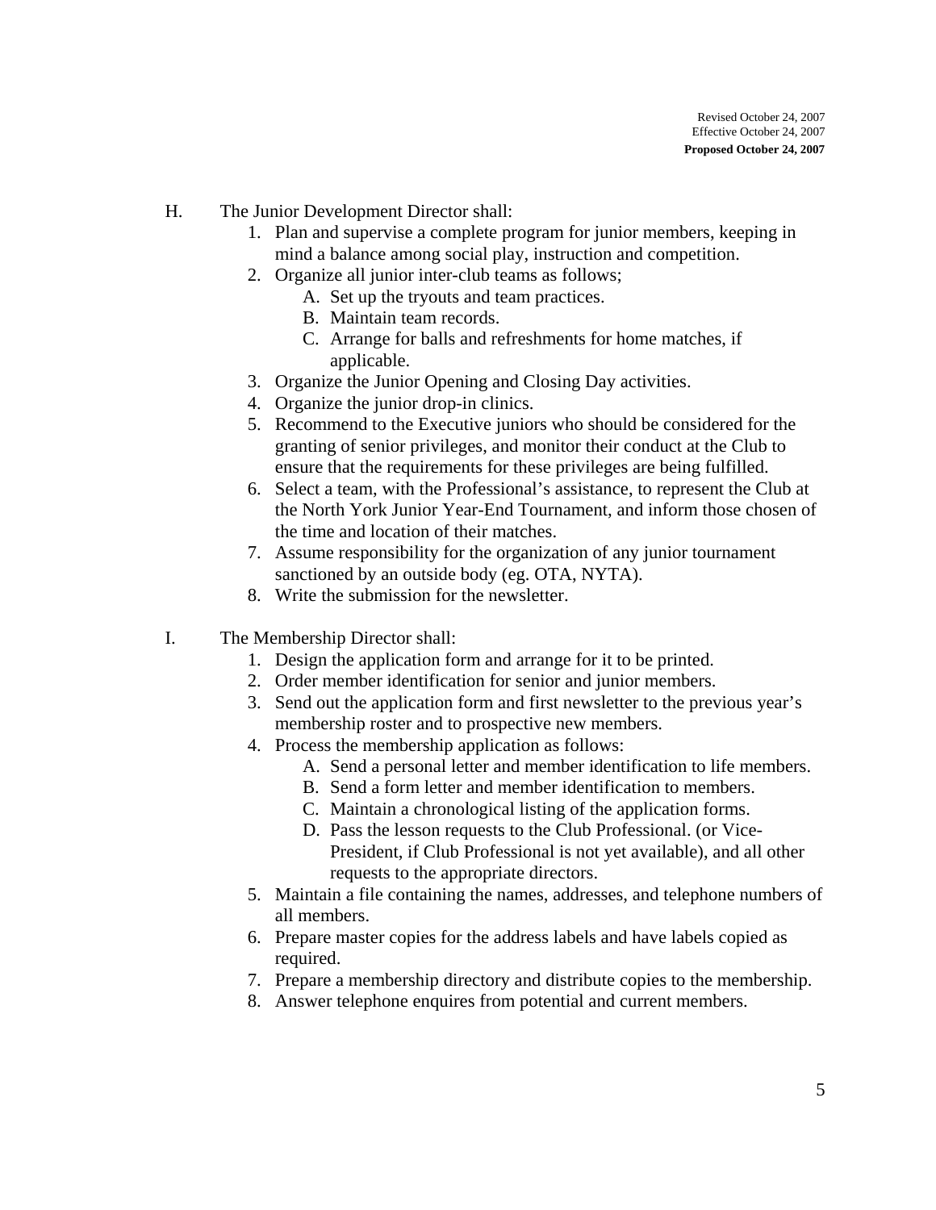H. The Junior Development Director shall:

1. Plan and supervise a complete program for junior members, keeping in mind a balance among social play, instruction and competition.
2. Organize all junior inter-club teams as follows;
   A. Set up the tryouts and team practices.
   B. Maintain team records.
   C. Arrange for balls and refreshments for home matches, if applicable.
3. Organize the Junior Opening and Closing Day activities.
4. Organize the junior drop-in clinics.
5. Recommend to the Executive juniors who should be considered for the granting of senior privileges, and monitor their conduct at the Club to ensure that the requirements for these privileges are being fulfilled.
6. Select a team, with the Professional's assistance, to represent the Club at the North York Junior Year-End Tournament, and inform those chosen of the time and location of their matches.
7. Assume responsibility for the organization of any junior tournament sanctioned by an outside body (eg. OTA, NYTA).
8. Write the submission for the newsletter.

I. The Membership Director shall:

1. Design the application form and arrange for it to be printed.
2. Order member identification for senior and junior members.
3. Send out the application form and first newsletter to the previous year's membership roster and to prospective new members.
4. Process the membership application as follows:
   A. Send a personal letter and member identification to life members.
   B. Send a form letter and member identification to members.
   C. Maintain a chronological listing of the application forms.
   D. Pass the lesson requests to the Club Professional. (or Vice-President, if Club Professional is not yet available), and all other requests to the appropriate directors.
5. Maintain a file containing the names, addresses, and telephone numbers of all members.
6. Prepare master copies for the address labels and have labels copied as required.
7. Prepare a membership directory and distribute copies to the membership.
8. Answer telephone enquires from potential and current members.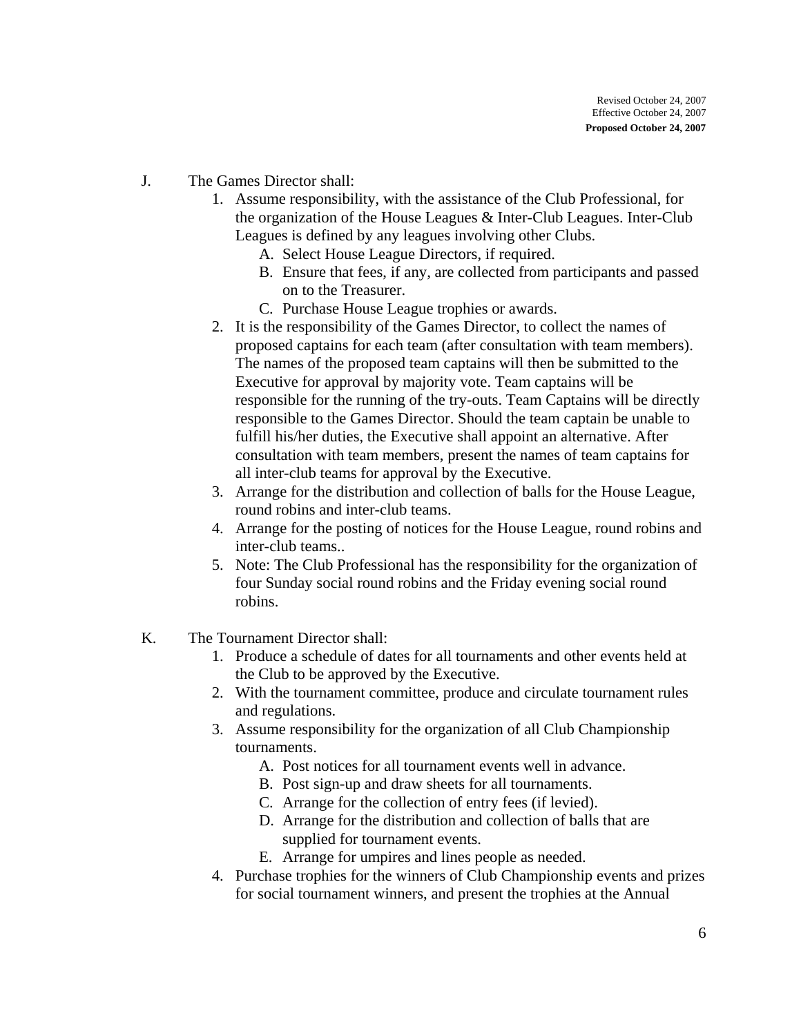J. The Games Director shall:

1. Assume responsibility, with the assistance of the Club Professional, for the organization of the House Leagues & Inter-Club Leagues. Inter-Club Leagues is defined by any leagues involving other Clubs.
   A. Select House League Directors, if required.
   B. Ensure that fees, if any, are collected from participants and passed on to the Treasurer.
   C. Purchase House League trophies or awards.
2. It is the responsibility of the Games Director, to collect the names of proposed captains for each team (after consultation with team members). The names of the proposed team captains will then be submitted to the Executive for approval by majority vote. Team captains will be responsible for the running of the try-outs. Team Captains will be directly responsible to the Games Director. Should the team captain be unable to fulfill his/her duties, the Executive shall appoint an alternative. After consultation with team members, present the names of team captains for all inter-club teams for approval by the Executive.
3. Arrange for the distribution and collection of balls for the House League, round robins and inter-club teams.
4. Arrange for the posting of notices for the House League, round robins and inter-club teams..
5. Note: The Club Professional has the responsibility for the organization of four Sunday social round robins and the Friday evening social round robins.

K. The Tournament Director shall:

1. Produce a schedule of dates for all tournaments and other events held at the Club to be approved by the Executive.
2. With the tournament committee, produce and circulate tournament rules and regulations.
3. Assume responsibility for the organization of all Club Championship tournaments.
   A. Post notices for all tournament events well in advance.
   B. Post sign-up and draw sheets for all tournaments.
   C. Arrange for the collection of entry fees (if levied).
   D. Arrange for the distribution and collection of balls that are supplied for tournament events.
   E. Arrange for umpires and lines people as needed.
4. Purchase trophies for the winners of Club Championship events and prizes for social tournament winners, and present the trophies at the Annual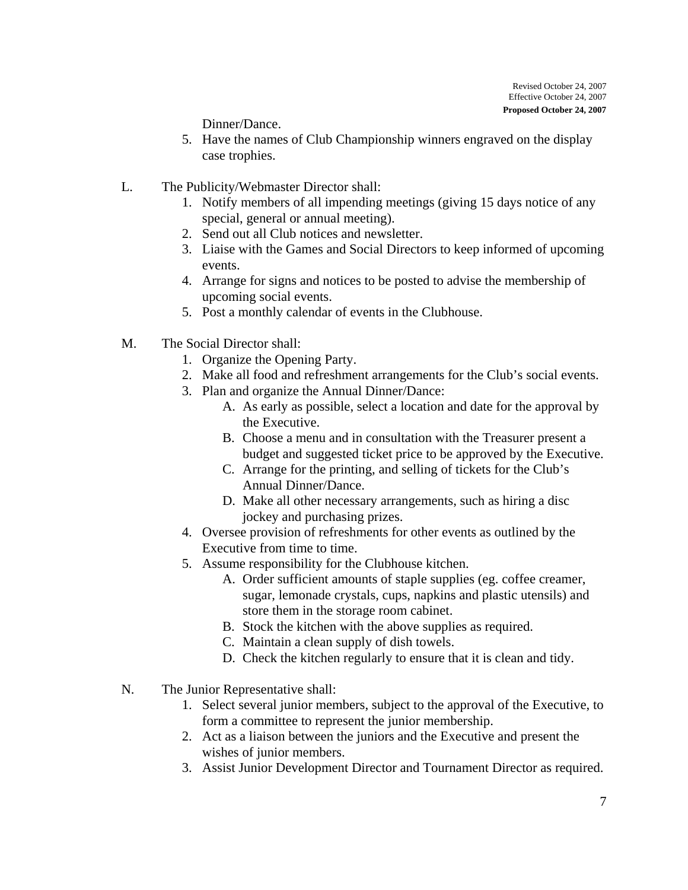Dinner/Dance.

5. Have the names of Club Championship winners engraved on the display case trophies.

L. The Publicity/Webmaster Director shall:
   1. Notify members of all impending meetings (giving 15 days notice of any special, general or annual meeting).
   2. Send out all Club notices and newsletter.
   3. Liaise with the Games and Social Directors to keep informed of upcoming events.
   4. Arrange for signs and notices to be posted to advise the membership of upcoming social events.
   5. Post a monthly calendar of events in the Clubhouse.

M. The Social Director shall:
   1. Organize the Opening Party.
   2. Make all food and refreshment arrangements for the Club's social events.
   3. Plan and organize the Annual Dinner/Dance:
      A. As early as possible, select a location and date for the approval by the Executive.
      B. Choose a menu and in consultation with the Treasurer present a budget and suggested ticket price to be approved by the Executive.
      C. Arrange for the printing, and selling of tickets for the Club's Annual Dinner/Dance.
      D. Make all other necessary arrangements, such as hiring a disc jockey and purchasing prizes.
   4. Oversee provision of refreshments for other events as outlined by the Executive from time to time.
   5. Assume responsibility for the Clubhouse kitchen.
      A. Order sufficient amounts of staple supplies (eg. coffee creamer, sugar, lemonade crystals, cups, napkins and plastic utensils) and store them in the storage room cabinet.
      B. Stock the kitchen with the above supplies as required.
      C. Maintain a clean supply of dish towels.
      D. Check the kitchen regularly to ensure that it is clean and tidy.

N. The Junior Representative shall:
   1. Select several junior members, subject to the approval of the Executive, to form a committee to represent the junior membership.
   2. Act as a liaison between the juniors and the Executive and present the wishes of junior members.
   3. Assist Junior Development Director and Tournament Director as required.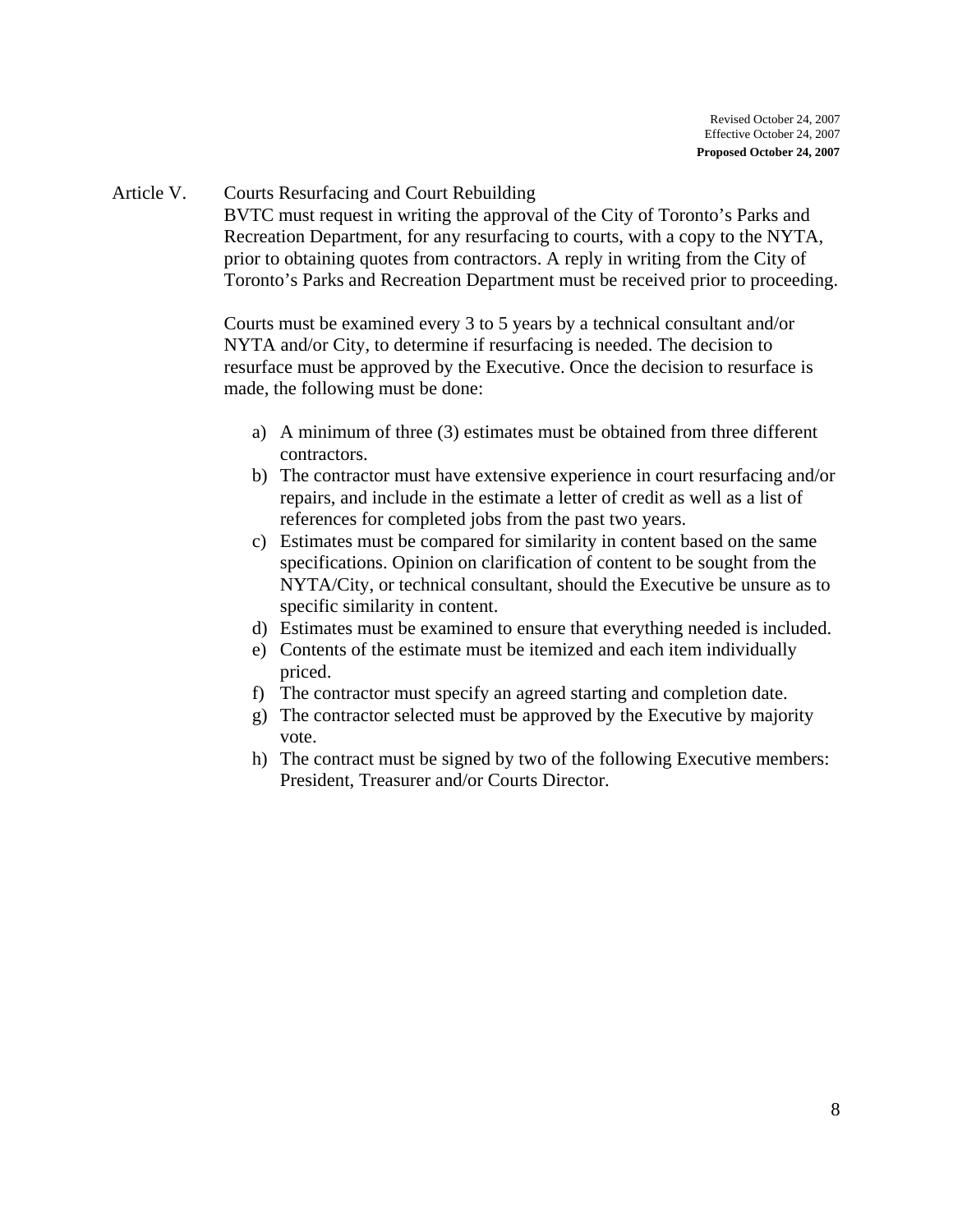Revised October 24, 2007
Effective October 24, 2007
**Proposed October 24, 2007**

## Article V. Courts Resurfacing and Court Rebuilding

BVTC must request in writing the approval of the City of Toronto's Parks and Recreation Department, for any resurfacing to courts, with a copy to the NYTA, prior to obtaining quotes from contractors. A reply in writing from the City of Toronto's Parks and Recreation Department must be received prior to proceeding.

Courts must be examined every 3 to 5 years by a technical consultant and/or NYTA and/or City, to determine if resurfacing is needed. The decision to resurface must be approved by the Executive. Once the decision to resurface is made, the following must be done:

a) A minimum of three (3) estimates must be obtained from three different contractors.
b) The contractor must have extensive experience in court resurfacing and/or repairs, and include in the estimate a letter of credit as well as a list of references for completed jobs from the past two years.
c) Estimates must be compared for similarity in content based on the same specifications. Opinion on clarification of content to be sought from the NYTA/City, or technical consultant, should the Executive be unsure as to specific similarity in content.
d) Estimates must be examined to ensure that everything needed is included.
e) Contents of the estimate must be itemized and each item individually priced.
f) The contractor must specify an agreed starting and completion date.
g) The contractor selected must be approved by the Executive by majority vote.
h) The contract must be signed by two of the following Executive members: President, Treasurer and/or Courts Director.